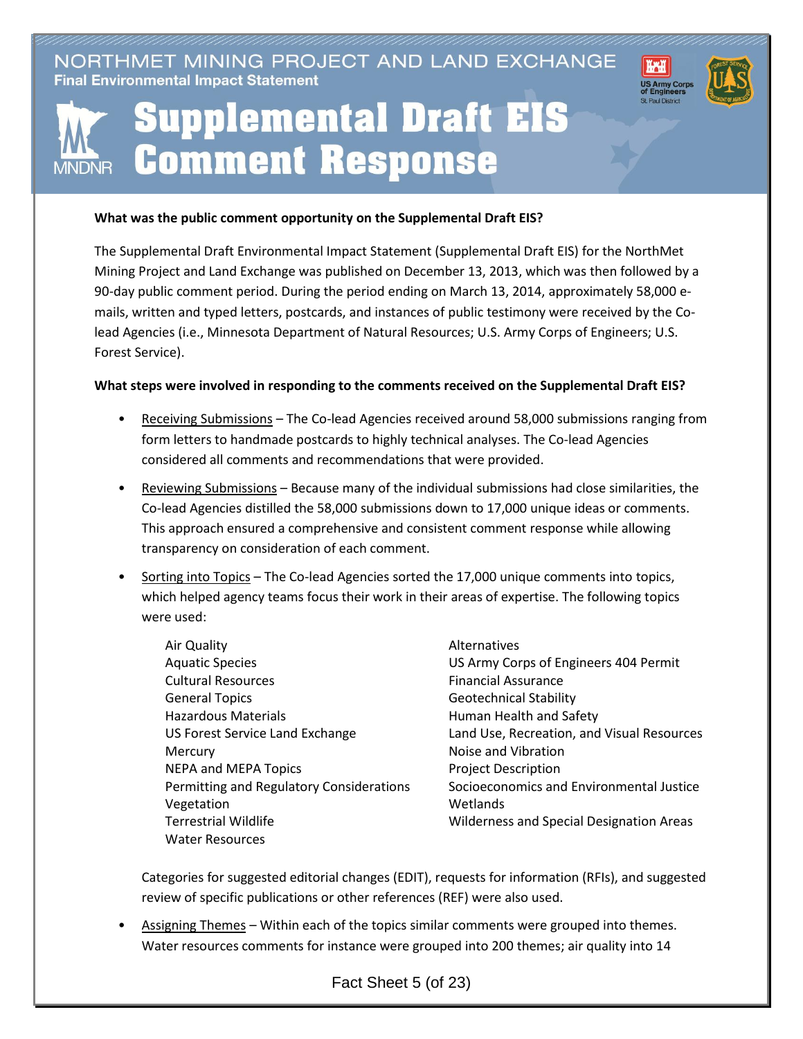# NORTHMET MINING PROJECT AND LAND EXCHANGE

**Final Environmental Impact Statement**

# Supplemental Draft EIS Comment Response

**What was the public comment opportunity on the Supplemental Draft EIS?**

The Supplemental Draft Environmental Impact Statement (Supplemental Draft EIS) for the NorthMet Mining Project and Land Exchange was published on December 13, 2013, which was then followed by a 90-day public comment period. During the period ending on March 13, 2014, approximately 58,000 e-mails, written and typed letters, postcards, and instances of public testimony were received by the Co-lead Agencies (i.e., Minnesota Department of Natural Resources; U.S. Army Corps of Engineers; U.S. Forest Service).

**What steps were involved in responding to the comments received on the Supplemental Draft EIS?**

- Receiving Submissions – The Co-lead Agencies received around 58,000 submissions ranging from form letters to handmade postcards to highly technical analyses. The Co-lead Agencies considered all comments and recommendations that were provided.
- Reviewing Submissions – Because many of the individual submissions had close similarities, the Co-lead Agencies distilled the 58,000 submissions down to 17,000 unique ideas or comments. This approach ensured a comprehensive and consistent comment response while allowing transparency on consideration of each comment.
- Sorting into Topics – The Co-lead Agencies sorted the 17,000 unique comments into topics, which helped agency teams focus their work in their areas of expertise. The following topics were used:

  Air Quality
  Aquatic Species
  Cultural Resources
  General Topics
  Hazardous Materials
  US Forest Service Land Exchange
  Mercury
  NEPA and MEPA Topics
  Permitting and Regulatory Considerations
  Vegetation
  Terrestrial Wildlife
  Water Resources
  Alternatives
  US Army Corps of Engineers 404 Permit
  Financial Assurance
  Geotechnical Stability
  Human Health and Safety
  Land Use, Recreation, and Visual Resources
  Noise and Vibration
  Project Description
  Socioeconomics and Environmental Justice
  Wetlands
  Wilderness and Special Designation Areas

  Categories for suggested editorial changes (EDIT), requests for information (RFIs), and suggested review of specific publications or other references (REF) were also used.

- Assigning Themes – Within each of the topics similar comments were grouped into themes. Water resources comments for instance were grouped into 200 themes; air quality into 14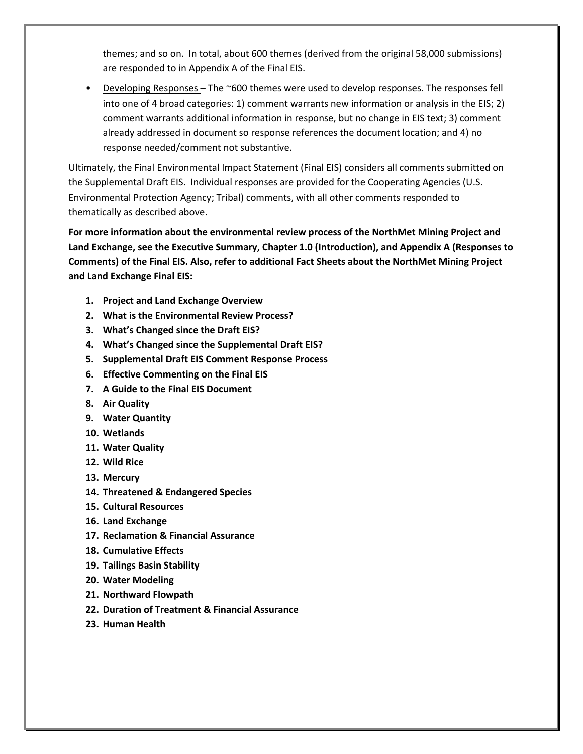themes; and so on. In total, about 600 themes (derived from the original 58,000 submissions) are responded to in Appendix A of the Final EIS.

- Developing Responses – The ~600 themes were used to develop responses. The responses fell into one of 4 broad categories: 1) comment warrants new information or analysis in the EIS; 2) comment warrants additional information in response, but no change in EIS text; 3) comment already addressed in document so response references the document location; and 4) no response needed/comment not substantive.

Ultimately, the Final Environmental Impact Statement (Final EIS) considers all comments submitted on the Supplemental Draft EIS. Individual responses are provided for the Cooperating Agencies (U.S. Environmental Protection Agency; Tribal) comments, with all other comments responded to thematically as described above.

**For more information about the environmental review process of the NorthMet Mining Project and Land Exchange, see the Executive Summary, Chapter 1.0 (Introduction), and Appendix A (Responses to Comments) of the Final EIS. Also, refer to additional Fact Sheets about the NorthMet Mining Project and Land Exchange Final EIS:**

1. **Project and Land Exchange Overview**
2. **What is the Environmental Review Process?**
3. **What's Changed since the Draft EIS?**
4. **What's Changed since the Supplemental Draft EIS?**
5. **Supplemental Draft EIS Comment Response Process**
6. **Effective Commenting on the Final EIS**
7. **A Guide to the Final EIS Document**
8. **Air Quality**
9. **Water Quantity**
10. **Wetlands**
11. **Water Quality**
12. **Wild Rice**
13. **Mercury**
14. **Threatened & Endangered Species**
15. **Cultural Resources**
16. **Land Exchange**
17. **Reclamation & Financial Assurance**
18. **Cumulative Effects**
19. **Tailings Basin Stability**
20. **Water Modeling**
21. **Northward Flowpath**
22. **Duration of Treatment & Financial Assurance**
23. **Human Health**